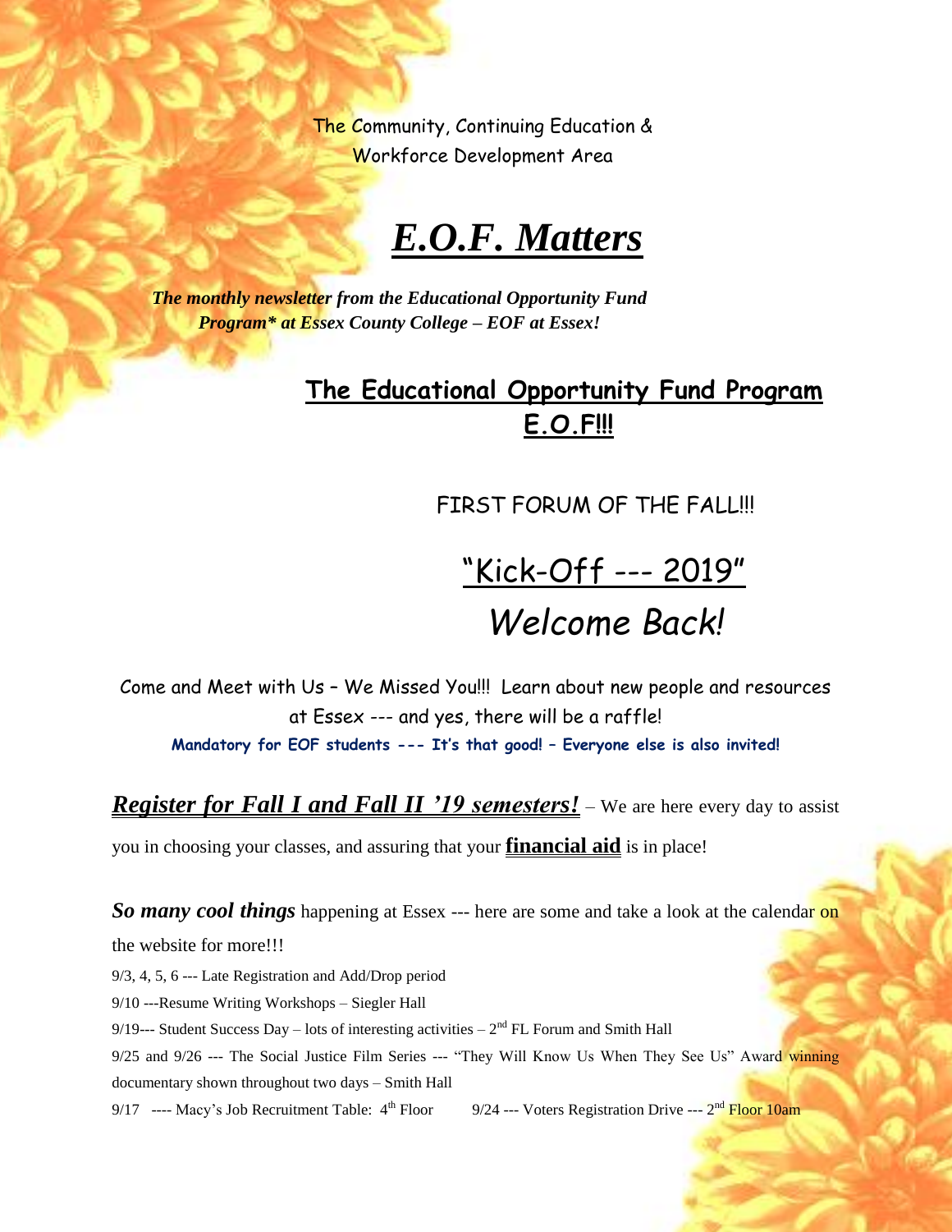The Community, Continuing Education & Workforce Development Area

# ***E.O.F. Matters***

***The monthly newsletter from the Educational Opportunity Fund Program\* at Essex County College – EOF at Essex!***

## **The Educational Opportunity Fund Program E.O.F!!!**

FIRST FORUM OF THE FALL!!!

## "Kick-Off --- 2019"

## *Welcome Back!*

Come and Meet with Us – We Missed You!!! Learn about new people and resources at Essex --- and yes, there will be a raffle!

**Mandatory for EOF students --- It's that good! – Everyone else is also invited!**

***Register for Fall I and Fall II '19 semesters!*** – We are here every day to assist you in choosing your classes, and assuring that your **financial aid** is in place!

***So many cool things*** happening at Essex --- here are some and take a look at the calendar on the website for more!!!

9/3, 4, 5, 6 --- Late Registration and Add/Drop period

9/10 ---Resume Writing Workshops – Siegler Hall

9/19--- Student Success Day – lots of interesting activities – 2nd FL Forum and Smith Hall

9/25 and 9/26 --- The Social Justice Film Series --- "They Will Know Us When They See Us" Award winning documentary shown throughout two days – Smith Hall

9/17 ---- Macy's Job Recruitment Table: 4th Floor

9/24 --- Voters Registration Drive --- 2nd Floor 10am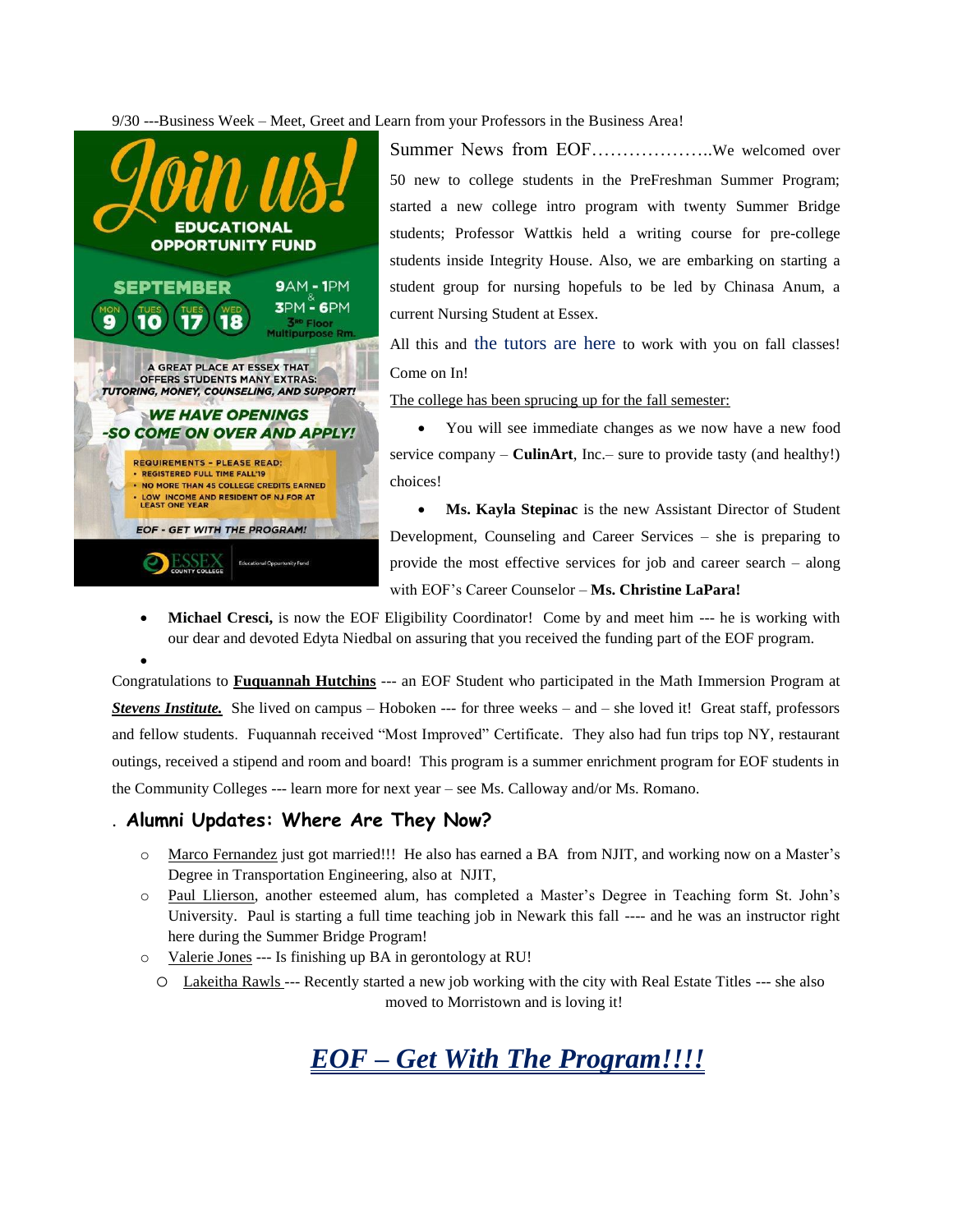9/30 ---Business Week – Meet, Greet and Learn from your Professors in the Business Area!

Join us!

EDUCATIONAL OPPORTUNITY FUND

SEPTEMBER

MON 9 TUES 10 TUES 17 WED 18

9AM - 1PM & 3PM - 6PM

3rd Floor Multipurpose Rm.

A GREAT PLACE AT ESSEX THAT OFFERS STUDENTS MANY EXTRAS: TUTORING, MONEY, COUNSELING, AND SUPPORT!

WE HAVE OPENINGS -SO COME ON OVER AND APPLY!

REQUIREMENTS - PLEASE READ:

- REGISTERED FULL TIME FALL'19
- NO MORE THAN 45 COLLEGE CREDITS EARNED
- LOW INCOME AND RESIDENT OF NJ FOR AT LEAST ONE YEAR

EOF - GET WITH THE PROGRAM!

ESSEX COUNTY COLLEGE | Educational Opportunity Fund

Summer News from EOF………………..We welcomed over 50 new to college students in the PreFreshman Summer Program; started a new college intro program with twenty Summer Bridge students; Professor Wattkis held a writing course for pre-college students inside Integrity House. Also, we are embarking on starting a student group for nursing hopefuls to be led by Chinasa Anum, a current Nursing Student at Essex.

All this and the tutors are here to work with you on fall classes! Come on In!

The college has been sprucing up for the fall semester:

- You will see immediate changes as we now have a new food service company – **CulinArt**, Inc.– sure to provide tasty (and healthy!) choices!
- **Ms. Kayla Stepinac** is the new Assistant Director of Student Development, Counseling and Career Services – she is preparing to provide the most effective services for job and career search – along with EOF's Career Counselor – **Ms. Christine LaPara!**
- **Michael Cresci,** is now the EOF Eligibility Coordinator! Come by and meet him --- he is working with our dear and devoted Edyta Niedbal on assuring that you received the funding part of the EOF program.

Congratulations to **Fuquannah Hutchins** --- an EOF Student who participated in the Math Immersion Program at ***Stevens Institute.*** She lived on campus – Hoboken --- for three weeks – and – she loved it! Great staff, professors and fellow students. Fuquannah received "Most Improved" Certificate. They also had fun trips top NY, restaurant outings, received a stipend and room and board! This program is a summer enrichment program for EOF students in the Community Colleges --- learn more for next year – see Ms. Calloway and/or Ms. Romano.

## Alumni Updates: Where Are They Now?

- Marco Fernandez just got married!!! He also has earned a BA from NJIT, and working now on a Master's Degree in Transportation Engineering, also at NJIT,
- Paul Llierson, another esteemed alum, has completed a Master's Degree in Teaching form St. John's University. Paul is starting a full time teaching job in Newark this fall ---- and he was an instructor right here during the Summer Bridge Program!
- Valerie Jones --- Is finishing up BA in gerontology at RU!
- Lakeitha Rawls --- Recently started a new job working with the city with Real Estate Titles --- she also moved to Morristown and is loving it!

***EOF – Get With The Program!!!!***